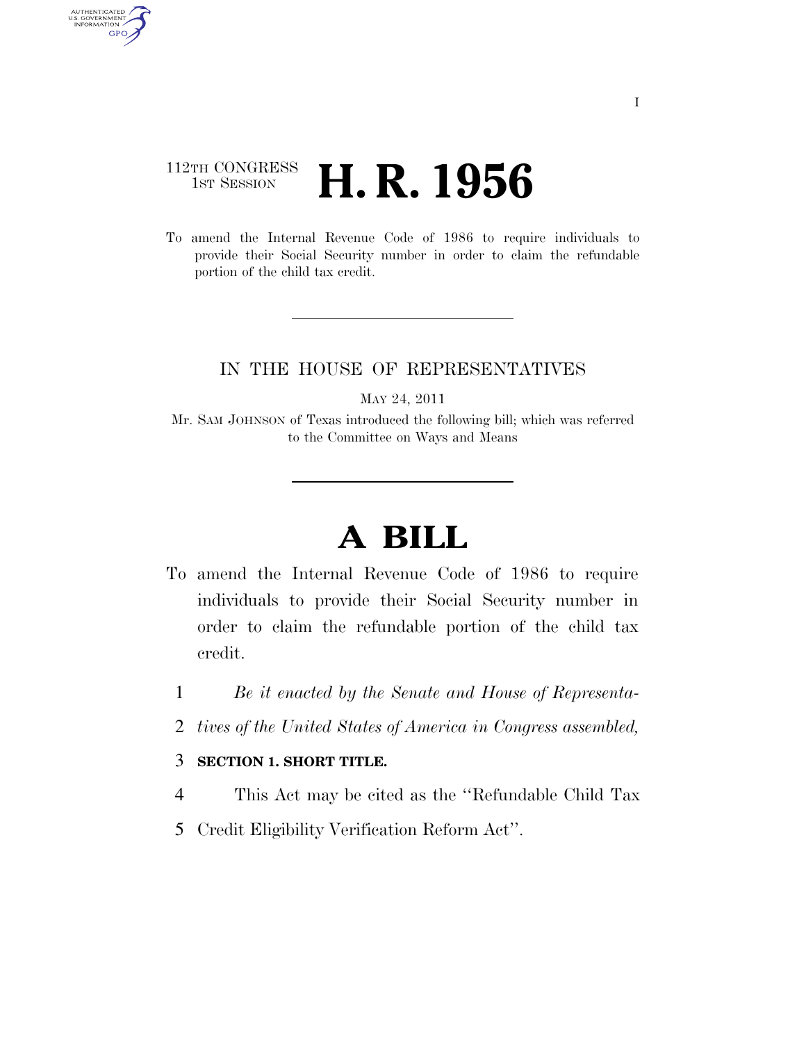I

112TH CONGRESS
1ST SESSION

# H. R. 1956

To amend the Internal Revenue Code of 1986 to require individuals to provide their Social Security number in order to claim the refundable portion of the child tax credit.

---

IN THE HOUSE OF REPRESENTATIVES

MAY 24, 2011

Mr. SAM JOHNSON of Texas introduced the following bill; which was referred to the Committee on Ways and Means

---

# A BILL

To amend the Internal Revenue Code of 1986 to require individuals to provide their Social Security number in order to claim the refundable portion of the child tax credit.

1 *Be it enacted by the Senate and House of Representa-*
2 *tives of the United States of America in Congress assembled,*

3 **SECTION 1. SHORT TITLE.**

4 This Act may be cited as the ''Refundable Child Tax
5 Credit Eligibility Verification Reform Act''.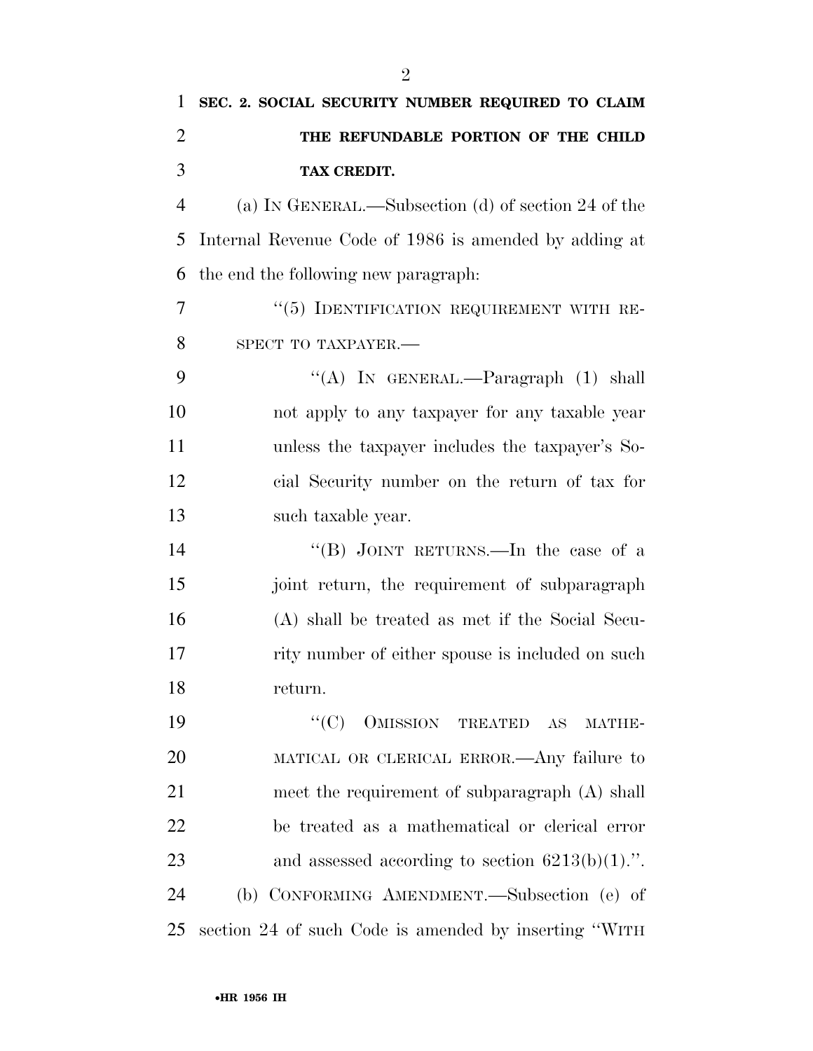**SEC. 2. SOCIAL SECURITY NUMBER REQUIRED TO CLAIM THE REFUNDABLE PORTION OF THE CHILD TAX CREDIT.**

(a) IN GENERAL.—Subsection (d) of section 24 of the Internal Revenue Code of 1986 is amended by adding at the end the following new paragraph:

"(5) IDENTIFICATION REQUIREMENT WITH RESPECT TO TAXPAYER.—

"(A) IN GENERAL.—Paragraph (1) shall not apply to any taxpayer for any taxable year unless the taxpayer includes the taxpayer's Social Security number on the return of tax for such taxable year.

"(B) JOINT RETURNS.—In the case of a joint return, the requirement of subparagraph (A) shall be treated as met if the Social Security number of either spouse is included on such return.

"(C) OMISSION TREATED AS MATHEMATICAL OR CLERICAL ERROR.—Any failure to meet the requirement of subparagraph (A) shall be treated as a mathematical or clerical error and assessed according to section 6213(b)(1).".

(b) CONFORMING AMENDMENT.—Subsection (e) of section 24 of such Code is amended by inserting "WITH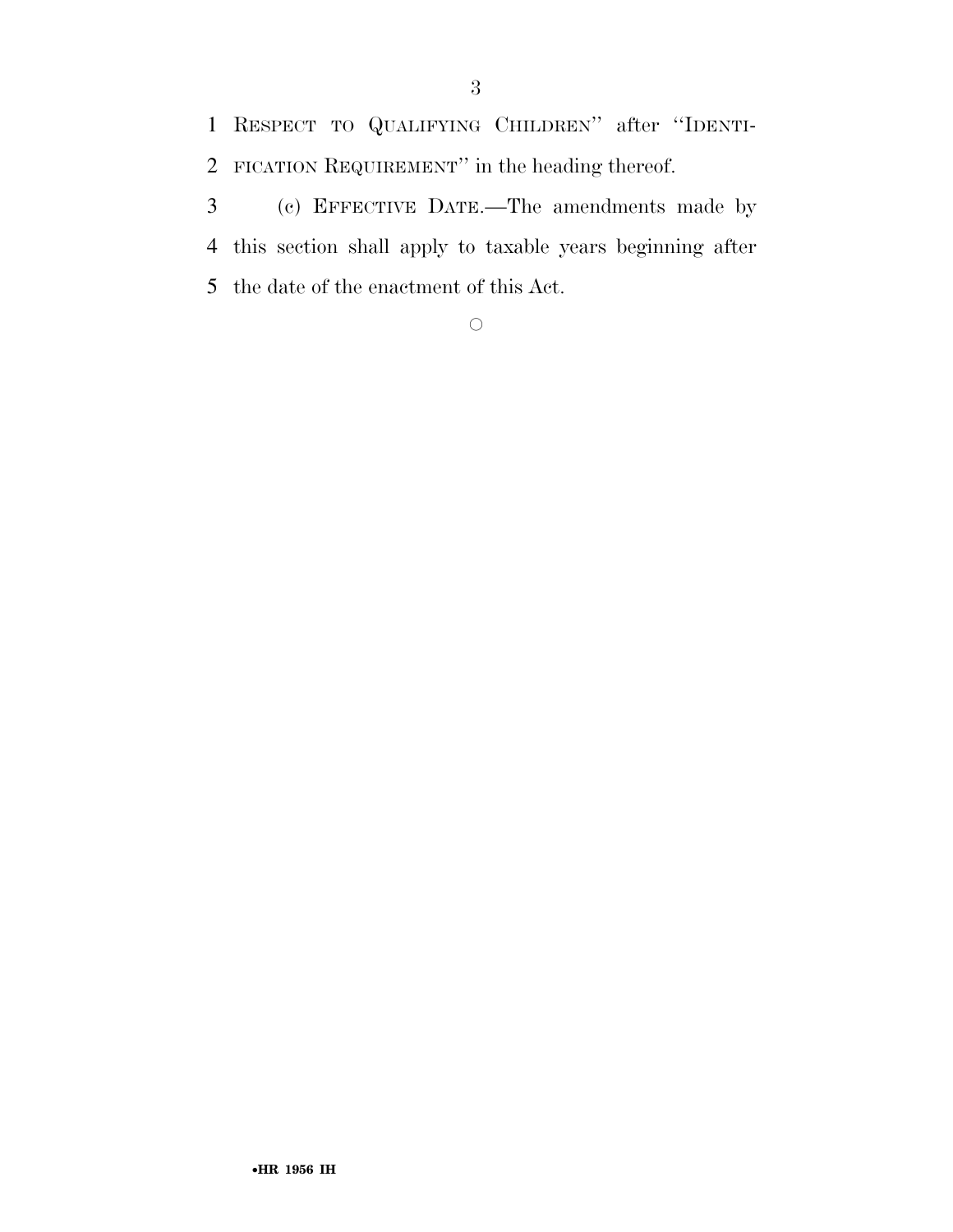RESPECT TO QUALIFYING CHILDREN'' after ''IDENTIFICATION REQUIREMENT'' in the heading thereof.

(c) EFFECTIVE DATE.—The amendments made by this section shall apply to taxable years beginning after the date of the enactment of this Act.

○